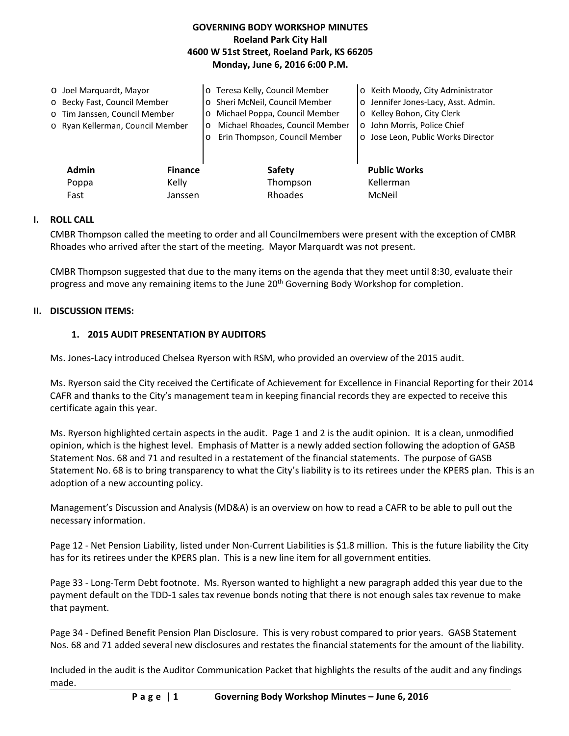**GOVERNING BODY WORKSHOP MINUTES**
**Roeland Park City Hall**
**4600 W 51st Street, Roeland Park, KS 66205**
**Monday, June 6, 2016 6:00 P.M.**

- o Joel Marquardt, Mayor
- o Becky Fast, Council Member
- o Tim Janssen, Council Member
- o Ryan Kellerman, Council Member
- o Teresa Kelly, Council Member
- o Sheri McNeil, Council Member
- o Michael Poppa, Council Member
- o Michael Rhoades, Council Member
- o Erin Thompson, Council Member
- o Keith Moody, City Administrator
- o Jennifer Jones-Lacy, Asst. Admin.
- o Kelley Bohon, City Clerk
- o John Morris, Police Chief
- o Jose Leon, Public Works Director

| Admin | Finance | Safety | Public Works |
|---|---|---|---|
| Poppa | Kelly | Thompson | Kellerman |
| Fast | Janssen | Rhoades | McNeil |

## I. ROLL CALL

CMBR Thompson called the meeting to order and all Councilmembers were present with the exception of CMBR Rhoades who arrived after the start of the meeting. Mayor Marquardt was not present.

CMBR Thompson suggested that due to the many items on the agenda that they meet until 8:30, evaluate their progress and move any remaining items to the June 20th Governing Body Workshop for completion.

## II. DISCUSSION ITEMS:

### 1. 2015 AUDIT PRESENTATION BY AUDITORS

Ms. Jones-Lacy introduced Chelsea Ryerson with RSM, who provided an overview of the 2015 audit.

Ms. Ryerson said the City received the Certificate of Achievement for Excellence in Financial Reporting for their 2014 CAFR and thanks to the City's management team in keeping financial records they are expected to receive this certificate again this year.

Ms. Ryerson highlighted certain aspects in the audit. Page 1 and 2 is the audit opinion. It is a clean, unmodified opinion, which is the highest level. Emphasis of Matter is a newly added section following the adoption of GASB Statement Nos. 68 and 71 and resulted in a restatement of the financial statements. The purpose of GASB Statement No. 68 is to bring transparency to what the City's liability is to its retirees under the KPERS plan. This is an adoption of a new accounting policy.

Management's Discussion and Analysis (MD&A) is an overview on how to read a CAFR to be able to pull out the necessary information.

Page 12 - Net Pension Liability, listed under Non-Current Liabilities is $1.8 million. This is the future liability the City has for its retirees under the KPERS plan. This is a new line item for all government entities.

Page 33 - Long-Term Debt footnote. Ms. Ryerson wanted to highlight a new paragraph added this year due to the payment default on the TDD-1 sales tax revenue bonds noting that there is not enough sales tax revenue to make that payment.

Page 34 - Defined Benefit Pension Plan Disclosure. This is very robust compared to prior years. GASB Statement Nos. 68 and 71 added several new disclosures and restates the financial statements for the amount of the liability.

Included in the audit is the Auditor Communication Packet that highlights the results of the audit and any findings made.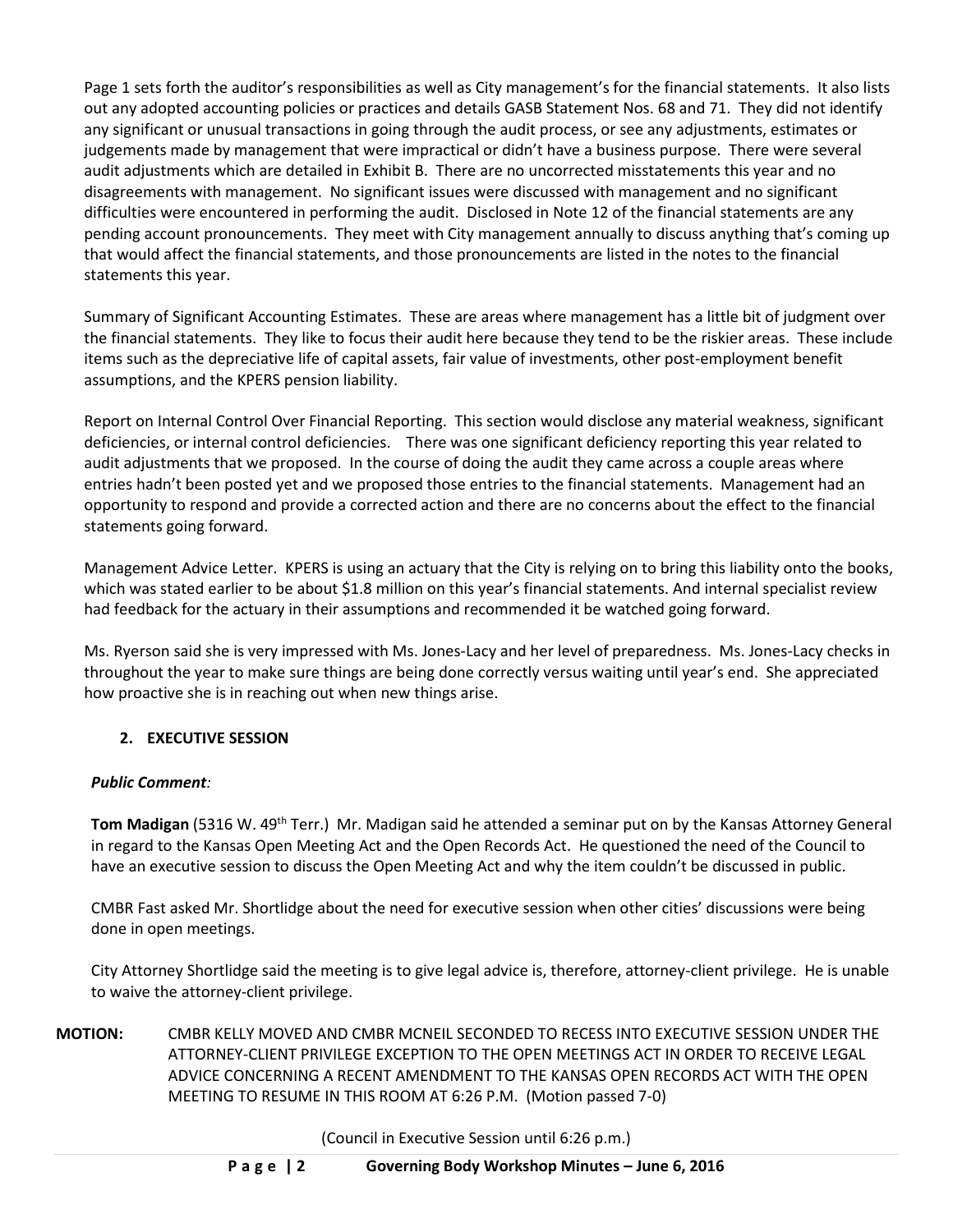Page 1 sets forth the auditor's responsibilities as well as City management's for the financial statements. It also lists out any adopted accounting policies or practices and details GASB Statement Nos. 68 and 71. They did not identify any significant or unusual transactions in going through the audit process, or see any adjustments, estimates or judgements made by management that were impractical or didn't have a business purpose. There were several audit adjustments which are detailed in Exhibit B. There are no uncorrected misstatements this year and no disagreements with management. No significant issues were discussed with management and no significant difficulties were encountered in performing the audit. Disclosed in Note 12 of the financial statements are any pending account pronouncements. They meet with City management annually to discuss anything that's coming up that would affect the financial statements, and those pronouncements are listed in the notes to the financial statements this year.

Summary of Significant Accounting Estimates. These are areas where management has a little bit of judgment over the financial statements. They like to focus their audit here because they tend to be the riskier areas. These include items such as the depreciative life of capital assets, fair value of investments, other post-employment benefit assumptions, and the KPERS pension liability.

Report on Internal Control Over Financial Reporting. This section would disclose any material weakness, significant deficiencies, or internal control deficiencies. There was one significant deficiency reporting this year related to audit adjustments that we proposed. In the course of doing the audit they came across a couple areas where entries hadn't been posted yet and we proposed those entries to the financial statements. Management had an opportunity to respond and provide a corrected action and there are no concerns about the effect to the financial statements going forward.

Management Advice Letter. KPERS is using an actuary that the City is relying on to bring this liability onto the books, which was stated earlier to be about $1.8 million on this year's financial statements. And internal specialist review had feedback for the actuary in their assumptions and recommended it be watched going forward.

Ms. Ryerson said she is very impressed with Ms. Jones-Lacy and her level of preparedness. Ms. Jones-Lacy checks in throughout the year to make sure things are being done correctly versus waiting until year's end. She appreciated how proactive she is in reaching out when new things arise.

## 2. EXECUTIVE SESSION

***Public Comment:***

**Tom Madigan** (5316 W. 49th Terr.) Mr. Madigan said he attended a seminar put on by the Kansas Attorney General in regard to the Kansas Open Meeting Act and the Open Records Act. He questioned the need of the Council to have an executive session to discuss the Open Meeting Act and why the item couldn't be discussed in public.

CMBR Fast asked Mr. Shortlidge about the need for executive session when other cities' discussions were being done in open meetings.

City Attorney Shortlidge said the meeting is to give legal advice is, therefore, attorney-client privilege. He is unable to waive the attorney-client privilege.

**MOTION:** CMBR KELLY MOVED AND CMBR MCNEIL SECONDED TO RECESS INTO EXECUTIVE SESSION UNDER THE ATTORNEY-CLIENT PRIVILEGE EXCEPTION TO THE OPEN MEETINGS ACT IN ORDER TO RECEIVE LEGAL ADVICE CONCERNING A RECENT AMENDMENT TO THE KANSAS OPEN RECORDS ACT WITH THE OPEN MEETING TO RESUME IN THIS ROOM AT 6:26 P.M. (Motion passed 7-0)

(Council in Executive Session until 6:26 p.m.)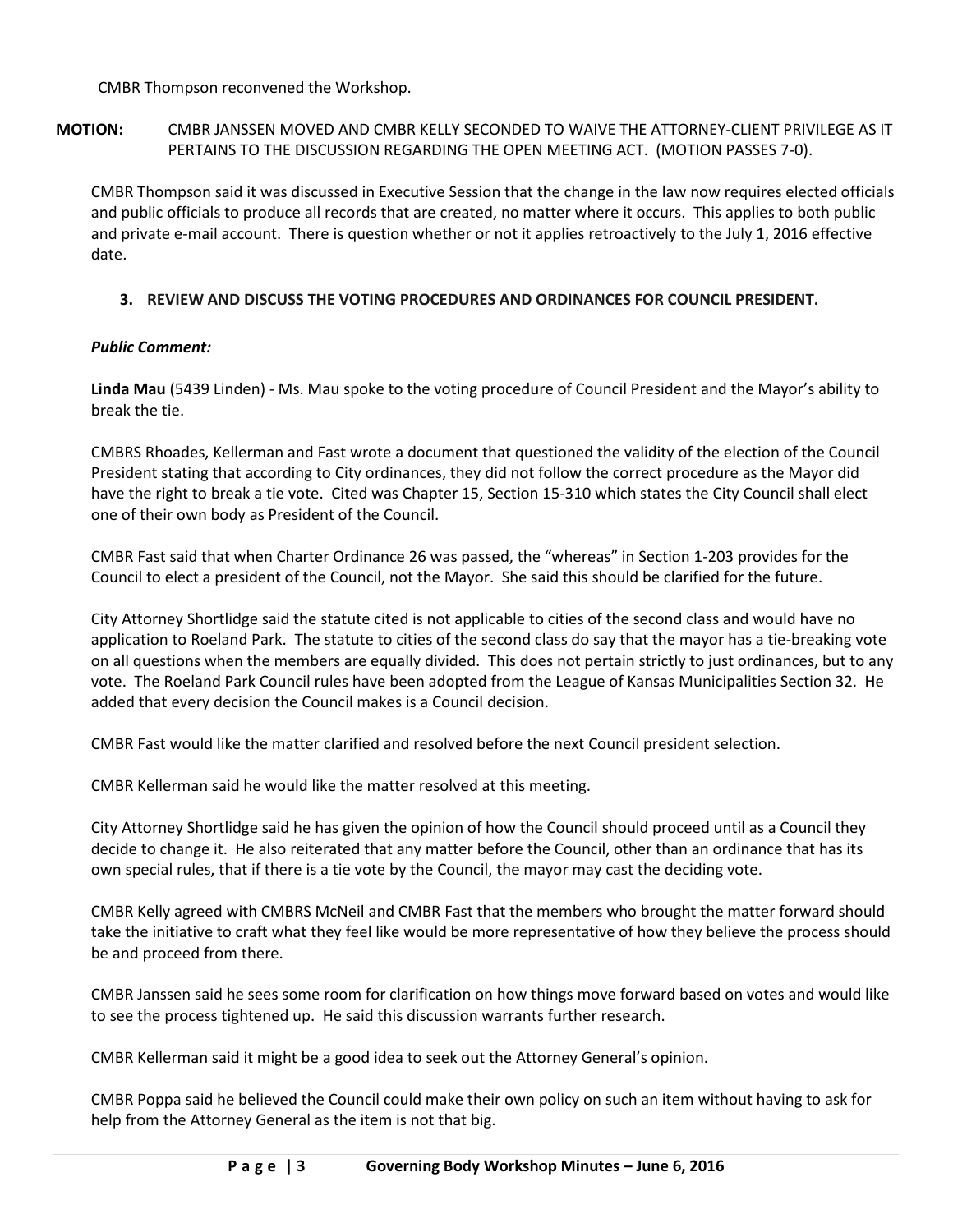CMBR Thompson reconvened the Workshop.

**MOTION:** CMBR JANSSEN MOVED AND CMBR KELLY SECONDED TO WAIVE THE ATTORNEY-CLIENT PRIVILEGE AS IT PERTAINS TO THE DISCUSSION REGARDING THE OPEN MEETING ACT. (MOTION PASSES 7-0).

CMBR Thompson said it was discussed in Executive Session that the change in the law now requires elected officials and public officials to produce all records that are created, no matter where it occurs. This applies to both public and private e-mail account. There is question whether or not it applies retroactively to the July 1, 2016 effective date.

**3. REVIEW AND DISCUSS THE VOTING PROCEDURES AND ORDINANCES FOR COUNCIL PRESIDENT.**

***Public Comment:***

**Linda Mau** (5439 Linden) - Ms. Mau spoke to the voting procedure of Council President and the Mayor's ability to break the tie.

CMBRS Rhoades, Kellerman and Fast wrote a document that questioned the validity of the election of the Council President stating that according to City ordinances, they did not follow the correct procedure as the Mayor did have the right to break a tie vote. Cited was Chapter 15, Section 15-310 which states the City Council shall elect one of their own body as President of the Council.

CMBR Fast said that when Charter Ordinance 26 was passed, the "whereas" in Section 1-203 provides for the Council to elect a president of the Council, not the Mayor. She said this should be clarified for the future.

City Attorney Shortlidge said the statute cited is not applicable to cities of the second class and would have no application to Roeland Park. The statute to cities of the second class do say that the mayor has a tie-breaking vote on all questions when the members are equally divided. This does not pertain strictly to just ordinances, but to any vote. The Roeland Park Council rules have been adopted from the League of Kansas Municipalities Section 32. He added that every decision the Council makes is a Council decision.

CMBR Fast would like the matter clarified and resolved before the next Council president selection.

CMBR Kellerman said he would like the matter resolved at this meeting.

City Attorney Shortlidge said he has given the opinion of how the Council should proceed until as a Council they decide to change it. He also reiterated that any matter before the Council, other than an ordinance that has its own special rules, that if there is a tie vote by the Council, the mayor may cast the deciding vote.

CMBR Kelly agreed with CMBRS McNeil and CMBR Fast that the members who brought the matter forward should take the initiative to craft what they feel like would be more representative of how they believe the process should be and proceed from there.

CMBR Janssen said he sees some room for clarification on how things move forward based on votes and would like to see the process tightened up. He said this discussion warrants further research.

CMBR Kellerman said it might be a good idea to seek out the Attorney General's opinion.

CMBR Poppa said he believed the Council could make their own policy on such an item without having to ask for help from the Attorney General as the item is not that big.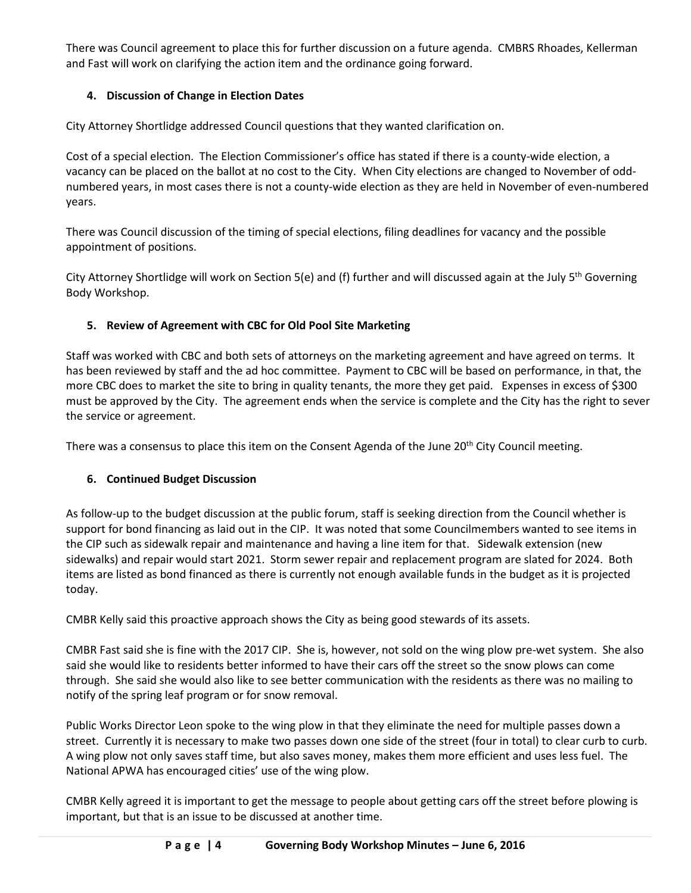There was Council agreement to place this for further discussion on a future agenda. CMBRS Rhoades, Kellerman and Fast will work on clarifying the action item and the ordinance going forward.

### 4. Discussion of Change in Election Dates

City Attorney Shortlidge addressed Council questions that they wanted clarification on.

Cost of a special election. The Election Commissioner's office has stated if there is a county-wide election, a vacancy can be placed on the ballot at no cost to the City. When City elections are changed to November of odd-numbered years, in most cases there is not a county-wide election as they are held in November of even-numbered years.

There was Council discussion of the timing of special elections, filing deadlines for vacancy and the possible appointment of positions.

City Attorney Shortlidge will work on Section 5(e) and (f) further and will discussed again at the July 5th Governing Body Workshop.

### 5. Review of Agreement with CBC for Old Pool Site Marketing

Staff was worked with CBC and both sets of attorneys on the marketing agreement and have agreed on terms. It has been reviewed by staff and the ad hoc committee. Payment to CBC will be based on performance, in that, the more CBC does to market the site to bring in quality tenants, the more they get paid. Expenses in excess of $300 must be approved by the City. The agreement ends when the service is complete and the City has the right to sever the service or agreement.

There was a consensus to place this item on the Consent Agenda of the June 20th City Council meeting.

### 6. Continued Budget Discussion

As follow-up to the budget discussion at the public forum, staff is seeking direction from the Council whether is support for bond financing as laid out in the CIP. It was noted that some Councilmembers wanted to see items in the CIP such as sidewalk repair and maintenance and having a line item for that. Sidewalk extension (new sidewalks) and repair would start 2021. Storm sewer repair and replacement program are slated for 2024. Both items are listed as bond financed as there is currently not enough available funds in the budget as it is projected today.

CMBR Kelly said this proactive approach shows the City as being good stewards of its assets.

CMBR Fast said she is fine with the 2017 CIP. She is, however, not sold on the wing plow pre-wet system. She also said she would like to residents better informed to have their cars off the street so the snow plows can come through. She said she would also like to see better communication with the residents as there was no mailing to notify of the spring leaf program or for snow removal.

Public Works Director Leon spoke to the wing plow in that they eliminate the need for multiple passes down a street. Currently it is necessary to make two passes down one side of the street (four in total) to clear curb to curb. A wing plow not only saves staff time, but also saves money, makes them more efficient and uses less fuel. The National APWA has encouraged cities' use of the wing plow.

CMBR Kelly agreed it is important to get the message to people about getting cars off the street before plowing is important, but that is an issue to be discussed at another time.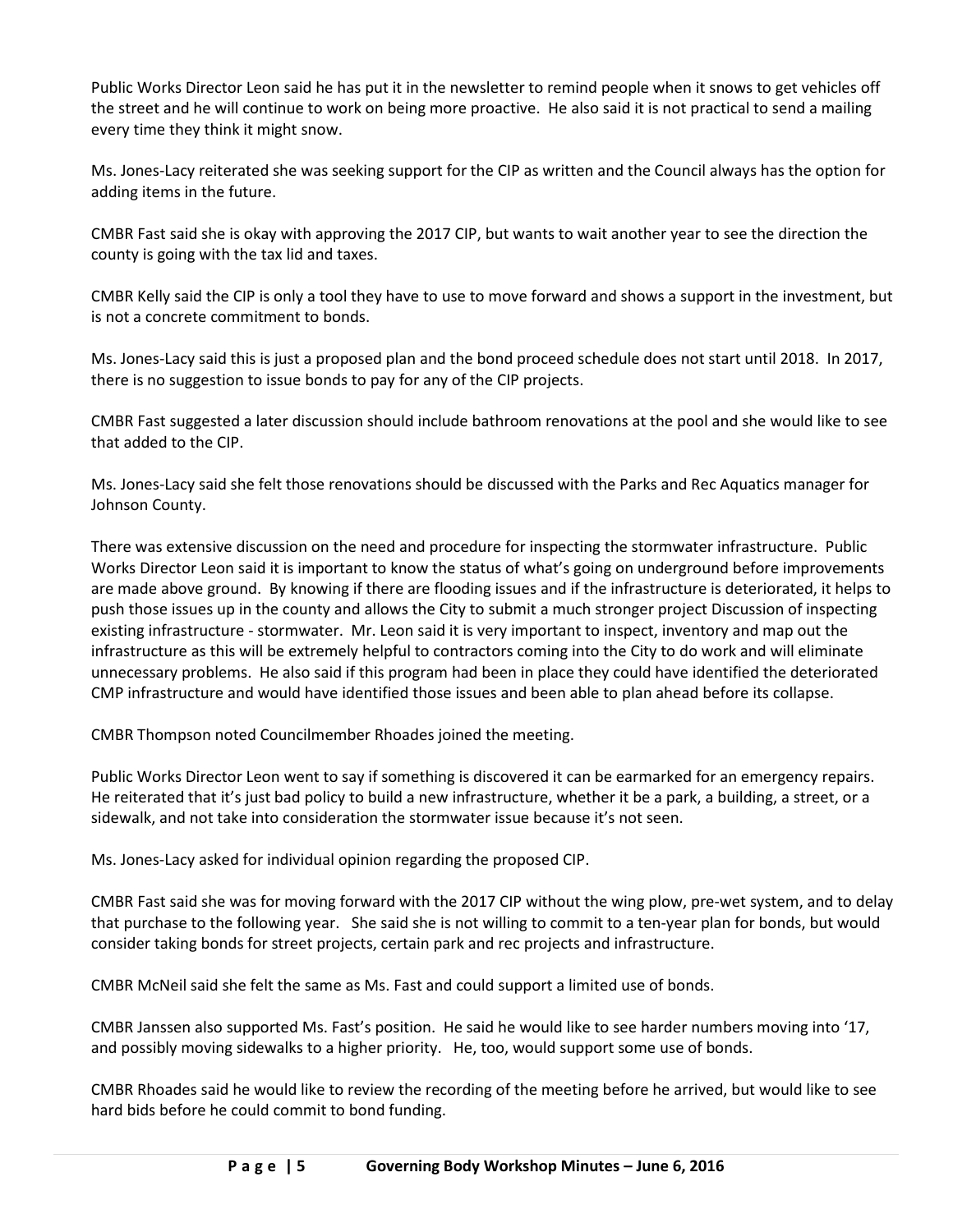Public Works Director Leon said he has put it in the newsletter to remind people when it snows to get vehicles off the street and he will continue to work on being more proactive. He also said it is not practical to send a mailing every time they think it might snow.

Ms. Jones-Lacy reiterated she was seeking support for the CIP as written and the Council always has the option for adding items in the future.

CMBR Fast said she is okay with approving the 2017 CIP, but wants to wait another year to see the direction the county is going with the tax lid and taxes.

CMBR Kelly said the CIP is only a tool they have to use to move forward and shows a support in the investment, but is not a concrete commitment to bonds.

Ms. Jones-Lacy said this is just a proposed plan and the bond proceed schedule does not start until 2018. In 2017, there is no suggestion to issue bonds to pay for any of the CIP projects.

CMBR Fast suggested a later discussion should include bathroom renovations at the pool and she would like to see that added to the CIP.

Ms. Jones-Lacy said she felt those renovations should be discussed with the Parks and Rec Aquatics manager for Johnson County.

There was extensive discussion on the need and procedure for inspecting the stormwater infrastructure. Public Works Director Leon said it is important to know the status of what's going on underground before improvements are made above ground. By knowing if there are flooding issues and if the infrastructure is deteriorated, it helps to push those issues up in the county and allows the City to submit a much stronger project Discussion of inspecting existing infrastructure - stormwater. Mr. Leon said it is very important to inspect, inventory and map out the infrastructure as this will be extremely helpful to contractors coming into the City to do work and will eliminate unnecessary problems. He also said if this program had been in place they could have identified the deteriorated CMP infrastructure and would have identified those issues and been able to plan ahead before its collapse.

CMBR Thompson noted Councilmember Rhoades joined the meeting.

Public Works Director Leon went to say if something is discovered it can be earmarked for an emergency repairs. He reiterated that it's just bad policy to build a new infrastructure, whether it be a park, a building, a street, or a sidewalk, and not take into consideration the stormwater issue because it's not seen.

Ms. Jones-Lacy asked for individual opinion regarding the proposed CIP.

CMBR Fast said she was for moving forward with the 2017 CIP without the wing plow, pre-wet system, and to delay that purchase to the following year. She said she is not willing to commit to a ten-year plan for bonds, but would consider taking bonds for street projects, certain park and rec projects and infrastructure.

CMBR McNeil said she felt the same as Ms. Fast and could support a limited use of bonds.

CMBR Janssen also supported Ms. Fast's position. He said he would like to see harder numbers moving into '17, and possibly moving sidewalks to a higher priority. He, too, would support some use of bonds.

CMBR Rhoades said he would like to review the recording of the meeting before he arrived, but would like to see hard bids before he could commit to bond funding.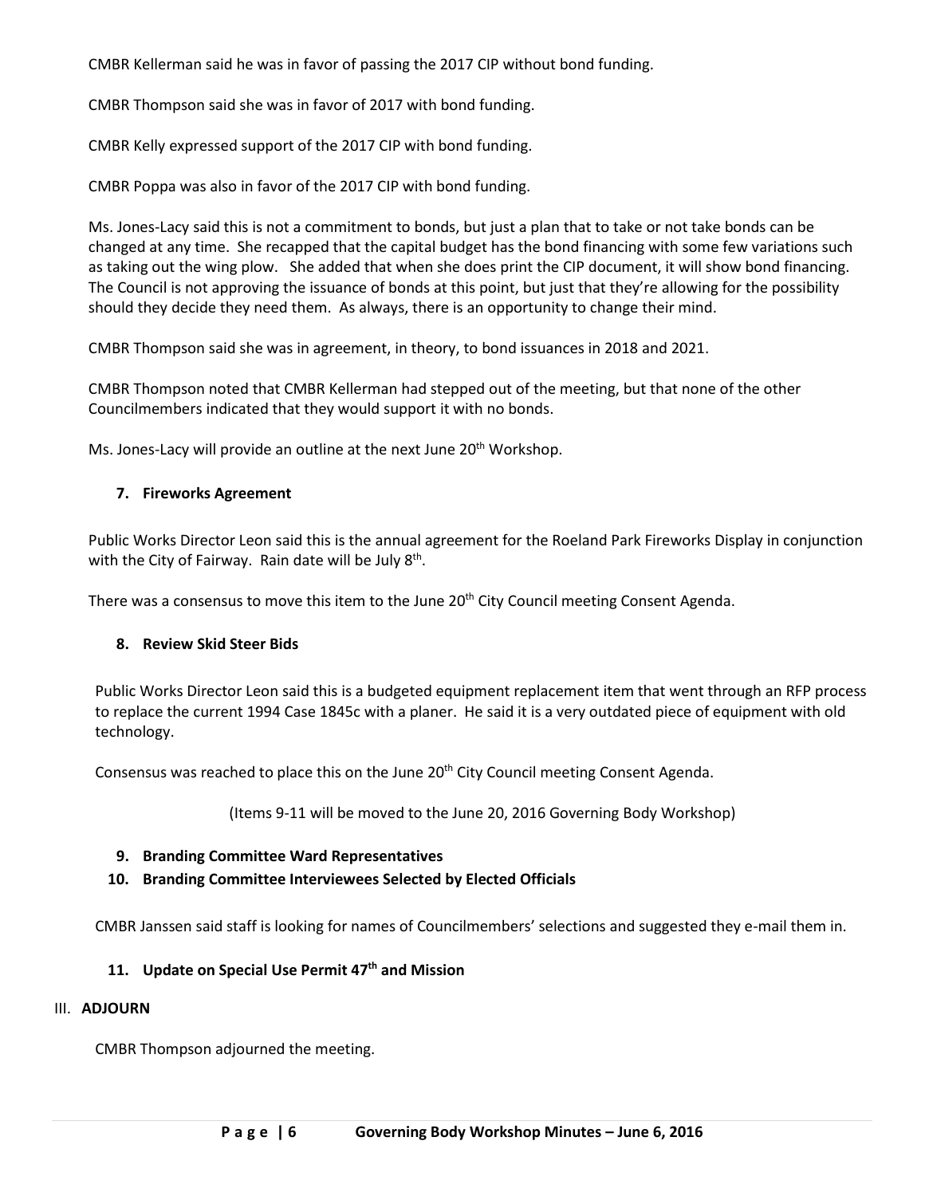CMBR Kellerman said he was in favor of passing the 2017 CIP without bond funding.

CMBR Thompson said she was in favor of 2017 with bond funding.

CMBR Kelly expressed support of the 2017 CIP with bond funding.

CMBR Poppa was also in favor of the 2017 CIP with bond funding.

Ms. Jones-Lacy said this is not a commitment to bonds, but just a plan that to take or not take bonds can be changed at any time. She recapped that the capital budget has the bond financing with some few variations such as taking out the wing plow. She added that when she does print the CIP document, it will show bond financing. The Council is not approving the issuance of bonds at this point, but just that they're allowing for the possibility should they decide they need them. As always, there is an opportunity to change their mind.

CMBR Thompson said she was in agreement, in theory, to bond issuances in 2018 and 2021.

CMBR Thompson noted that CMBR Kellerman had stepped out of the meeting, but that none of the other Councilmembers indicated that they would support it with no bonds.

Ms. Jones-Lacy will provide an outline at the next June 20th Workshop.

**7. Fireworks Agreement**

Public Works Director Leon said this is the annual agreement for the Roeland Park Fireworks Display in conjunction with the City of Fairway. Rain date will be July 8th.

There was a consensus to move this item to the June 20th City Council meeting Consent Agenda.

**8. Review Skid Steer Bids**

Public Works Director Leon said this is a budgeted equipment replacement item that went through an RFP process to replace the current 1994 Case 1845c with a planer. He said it is a very outdated piece of equipment with old technology.

Consensus was reached to place this on the June 20th City Council meeting Consent Agenda.

(Items 9-11 will be moved to the June 20, 2016 Governing Body Workshop)

**9. Branding Committee Ward Representatives**

**10. Branding Committee Interviewees Selected by Elected Officials**

CMBR Janssen said staff is looking for names of Councilmembers' selections and suggested they e-mail them in.

**11. Update on Special Use Permit 47th and Mission**

## III. ADJOURN

CMBR Thompson adjourned the meeting.